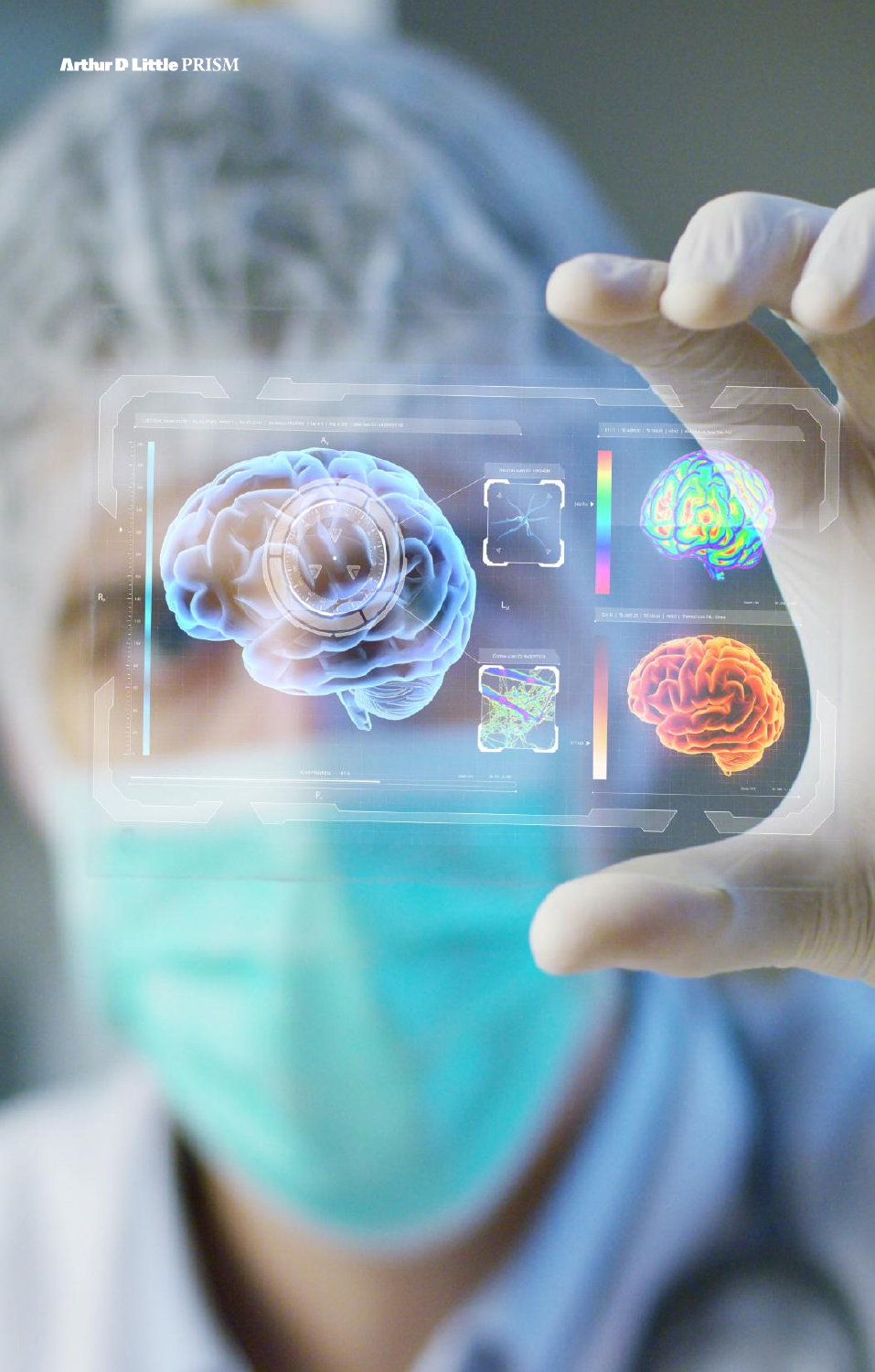Arthur D Little PRISM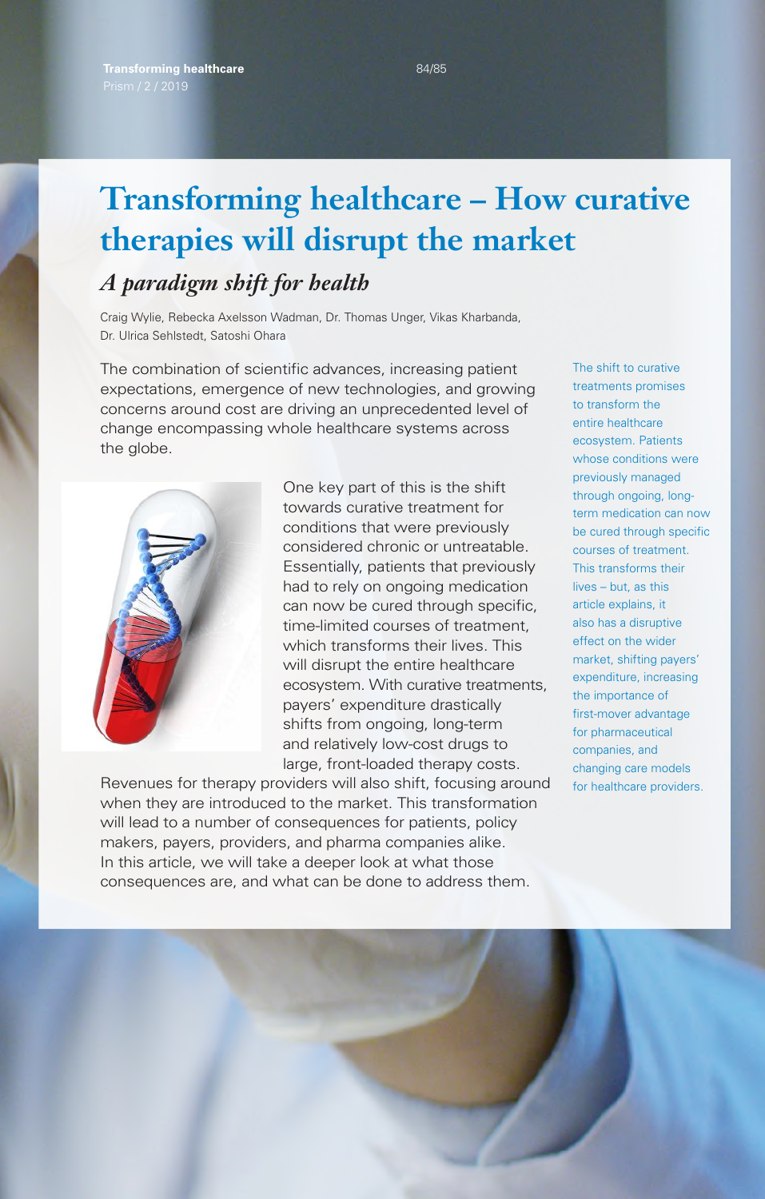# Transforming healthcare – How curative therapies will disrupt the market

## *A paradigm shift for health*

Craig Wylie, Rebecka Axelsson Wadman, Dr. Thomas Unger, Vikas Kharbanda, Dr. Ulrica Sehlstedt, Satoshi Ohara

The shift to curative treatments promises to transform the entire healthcare ecosystem. Patients whose conditions were previously managed through ongoing, long-term medication can now be cured through specific courses of treatment. This transforms their lives – but, as this article explains, it also has a disruptive effect on the wider market, shifting payers' expenditure, increasing the importance of first-mover advantage for pharmaceutical companies, and changing care models for healthcare providers.

The combination of scientific advances, increasing patient expectations, emergence of new technologies, and growing concerns around cost are driving an unprecedented level of change encompassing whole healthcare systems across the globe.

One key part of this is the shift towards curative treatment for conditions that were previously considered chronic or untreatable. Essentially, patients that previously had to rely on ongoing medication can now be cured through specific, time-limited courses of treatment, which transforms their lives. This will disrupt the entire healthcare ecosystem. With curative treatments, payers' expenditure drastically shifts from ongoing, long-term and relatively low-cost drugs to large, front-loaded therapy costs. Revenues for therapy providers will also shift, focusing around when they are introduced to the market. This transformation will lead to a number of consequences for patients, policy makers, payers, providers, and pharma companies alike. In this article, we will take a deeper look at what those consequences are, and what can be done to address them.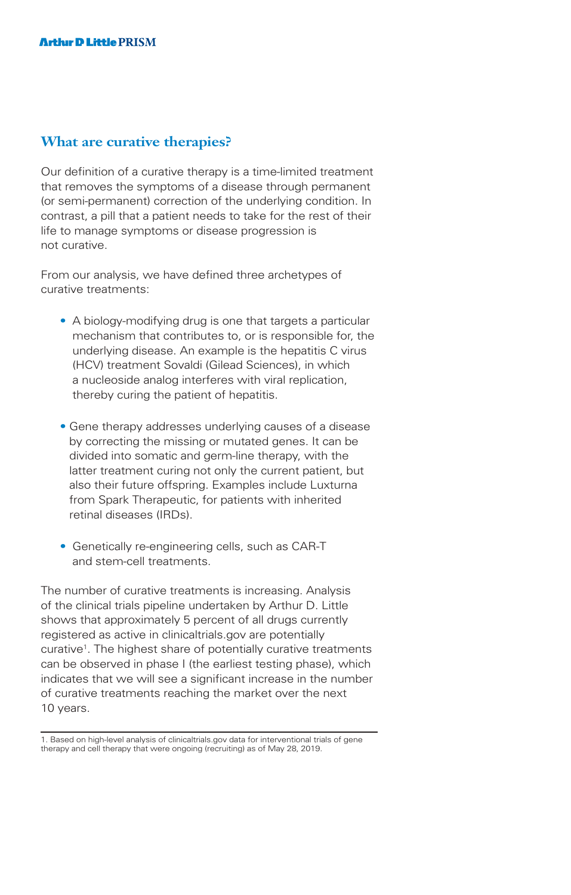## What are curative therapies?

Our definition of a curative therapy is a time-limited treatment that removes the symptoms of a disease through permanent (or semi-permanent) correction of the underlying condition. In contrast, a pill that a patient needs to take for the rest of their life to manage symptoms or disease progression is not curative.

From our analysis, we have defined three archetypes of curative treatments:

- A biology-modifying drug is one that targets a particular mechanism that contributes to, or is responsible for, the underlying disease. An example is the hepatitis C virus (HCV) treatment Sovaldi (Gilead Sciences), in which a nucleoside analog interferes with viral replication, thereby curing the patient of hepatitis.
- Gene therapy addresses underlying causes of a disease by correcting the missing or mutated genes. It can be divided into somatic and germ-line therapy, with the latter treatment curing not only the current patient, but also their future offspring. Examples include Luxturna from Spark Therapeutic, for patients with inherited retinal diseases (IRDs).
- Genetically re-engineering cells, such as CAR-T and stem-cell treatments.

The number of curative treatments is increasing. Analysis of the clinical trials pipeline undertaken by Arthur D. Little shows that approximately 5 percent of all drugs currently registered as active in clinicaltrials.gov are potentially curative[1]. The highest share of potentially curative treatments can be observed in phase I (the earliest testing phase), which indicates that we will see a significant increase in the number of curative treatments reaching the market over the next 10 years.

1. Based on high-level analysis of clinicaltrials.gov data for interventional trials of gene therapy and cell therapy that were ongoing (recruiting) as of May 28, 2019.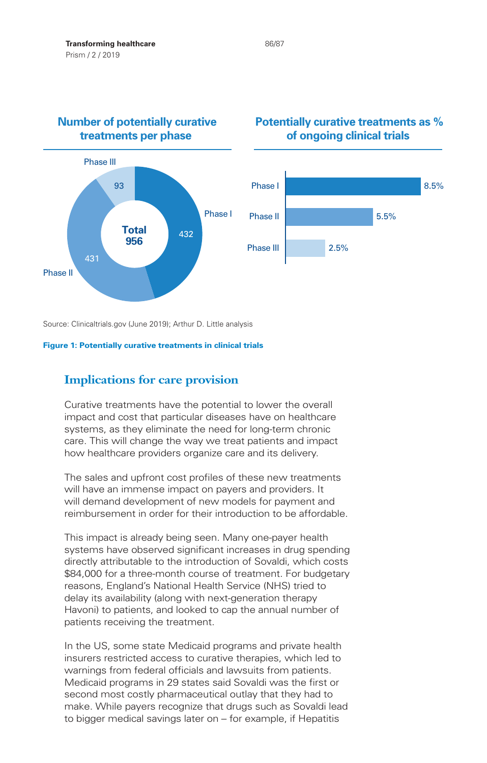**Number of potentially curative treatments per phase**

| Phase | Number |
|---|---|
| Phase I | 432 |
| Phase II | 431 |
| Phase III | 93 |
| Total | 956 |

**Potentially curative treatments as % of ongoing clinical trials**

| Phase | % |
|---|---|
| Phase I | 8.5% |
| Phase II | 5.5% |
| Phase III | 2.5% |

Source: Clinicaltrials.gov (June 2019); Arthur D. Little analysis

**Figure 1: Potentially curative treatments in clinical trials**

## Implications for care provision

Curative treatments have the potential to lower the overall impact and cost that particular diseases have on healthcare systems, as they eliminate the need for long-term chronic care. This will change the way we treat patients and impact how healthcare providers organize care and its delivery.

The sales and upfront cost profiles of these new treatments will have an immense impact on payers and providers. It will demand development of new models for payment and reimbursement in order for their introduction to be affordable.

This impact is already being seen. Many one-payer health systems have observed significant increases in drug spending directly attributable to the introduction of Sovaldi, which costs $84,000 for a three-month course of treatment. For budgetary reasons, England's National Health Service (NHS) tried to delay its availability (along with next-generation therapy Havoni) to patients, and looked to cap the annual number of patients receiving the treatment.

In the US, some state Medicaid programs and private health insurers restricted access to curative therapies, which led to warnings from federal officials and lawsuits from patients. Medicaid programs in 29 states said Sovaldi was the first or second most costly pharmaceutical outlay that they had to make. While payers recognize that drugs such as Sovaldi lead to bigger medical savings later on – for example, if Hepatitis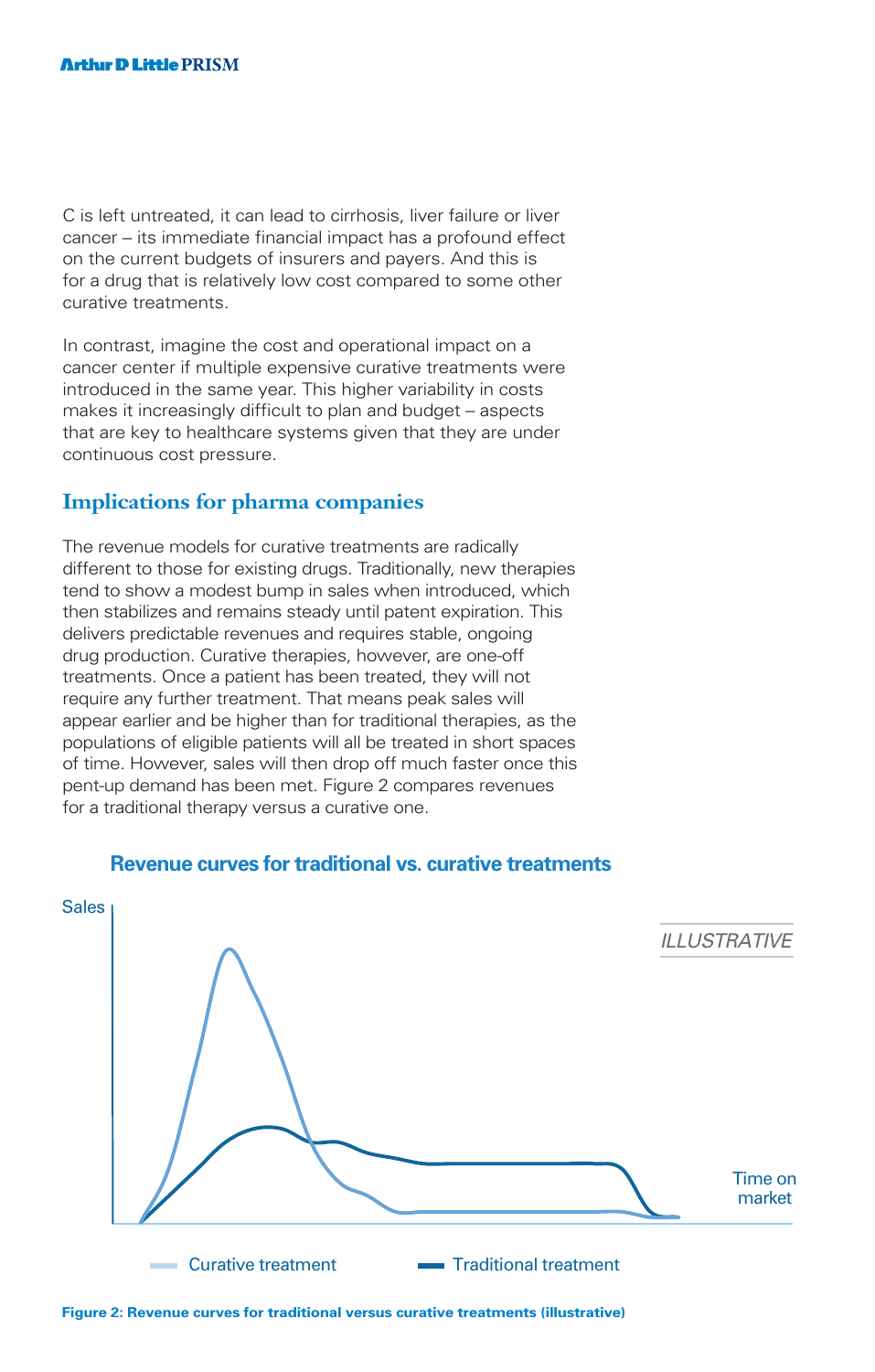C is left untreated, it can lead to cirrhosis, liver failure or liver cancer – its immediate financial impact has a profound effect on the current budgets of insurers and payers. And this is for a drug that is relatively low cost compared to some other curative treatments.

In contrast, imagine the cost and operational impact on a cancer center if multiple expensive curative treatments were introduced in the same year. This higher variability in costs makes it increasingly difficult to plan and budget – aspects that are key to healthcare systems given that they are under continuous cost pressure.

## Implications for pharma companies

The revenue models for curative treatments are radically different to those for existing drugs. Traditionally, new therapies tend to show a modest bump in sales when introduced, which then stabilizes and remains steady until patent expiration. This delivers predictable revenues and requires stable, ongoing drug production. Curative therapies, however, are one-off treatments. Once a patient has been treated, they will not require any further treatment. That means peak sales will appear earlier and be higher than for traditional therapies, as the populations of eligible patients will all be treated in short spaces of time. However, sales will then drop off much faster once this pent-up demand has been met. Figure 2 compares revenues for a traditional therapy versus a curative one.

**Figure 2: Revenue curves for traditional versus curative treatments (illustrative)**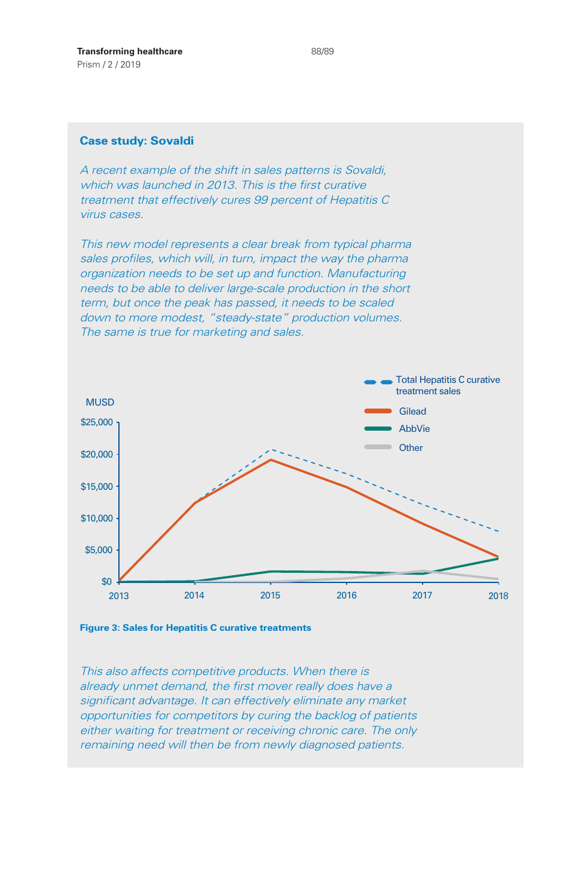## Case study: Sovaldi

*A recent example of the shift in sales patterns is Sovaldi, which was launched in 2013. This is the first curative treatment that effectively cures 99 percent of Hepatitis C virus cases.*

*This new model represents a clear break from typical pharma sales profiles, which will, in turn, impact the way the pharma organization needs to be set up and function. Manufacturing needs to be able to deliver large-scale production in the short term, but once the peak has passed, it needs to be scaled down to more modest, "steady-state" production volumes. The same is true for marketing and sales.*

**Figure 3: Sales for Hepatitis C curative treatments**

*This also affects competitive products. When there is already unmet demand, the first mover really does have a significant advantage. It can effectively eliminate any market opportunities for competitors by curing the backlog of patients either waiting for treatment or receiving chronic care. The only remaining need will then be from newly diagnosed patients.*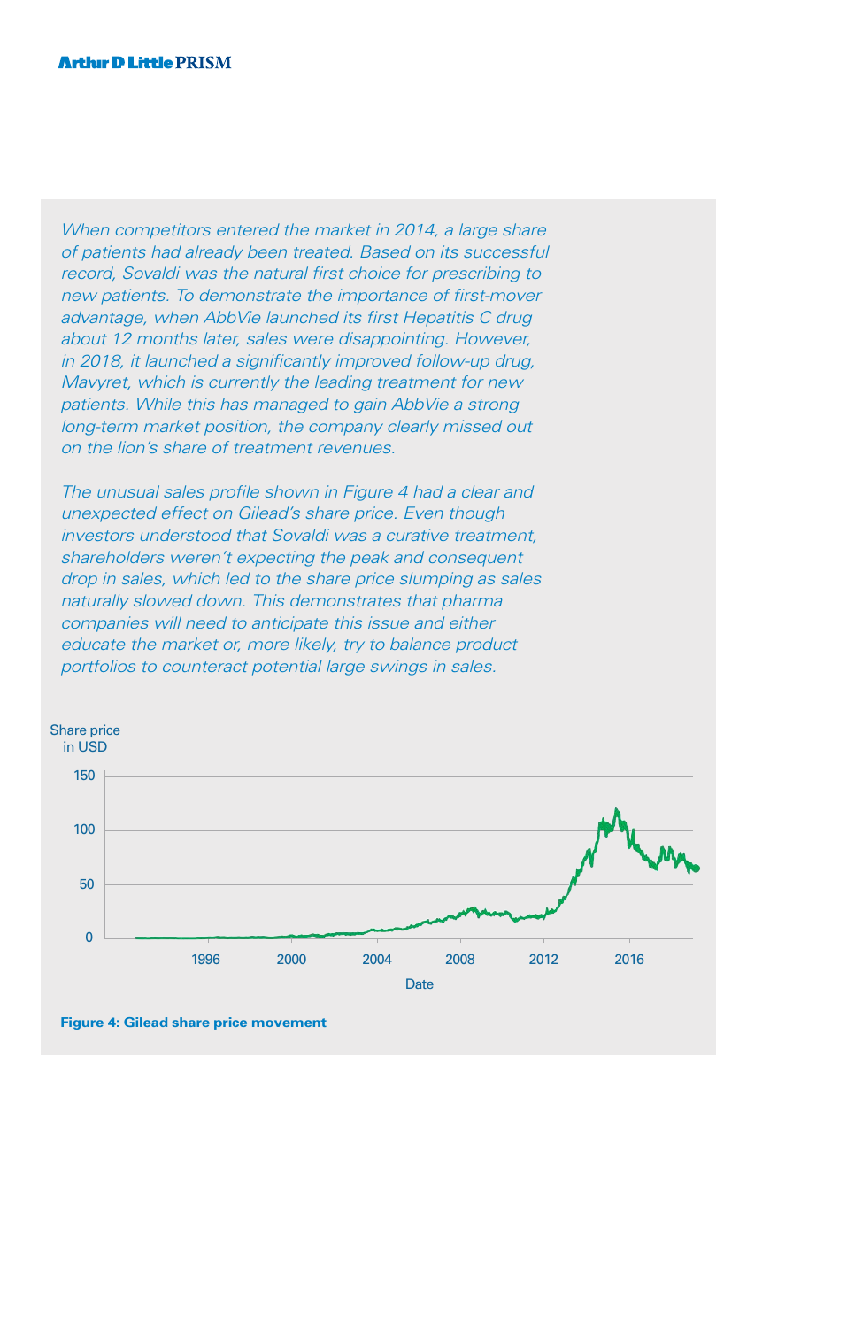*When competitors entered the market in 2014, a large share of patients had already been treated. Based on its successful record, Sovaldi was the natural first choice for prescribing to new patients. To demonstrate the importance of first-mover advantage, when AbbVie launched its first Hepatitis C drug about 12 months later, sales were disappointing. However, in 2018, it launched a significantly improved follow-up drug, Mavyret, which is currently the leading treatment for new patients. While this has managed to gain AbbVie a strong long-term market position, the company clearly missed out on the lion's share of treatment revenues.*

*The unusual sales profile shown in Figure 4 had a clear and unexpected effect on Gilead's share price. Even though investors understood that Sovaldi was a curative treatment, shareholders weren't expecting the peak and consequent drop in sales, which led to the share price slumping as sales naturally slowed down. This demonstrates that pharma companies will need to anticipate this issue and either educate the market or, more likely, try to balance product portfolios to counteract potential large swings in sales.*

Share price in USD

150

100

50

0

1996 2000 2004 2008 2012 2016

Date

**Figure 4: Gilead share price movement**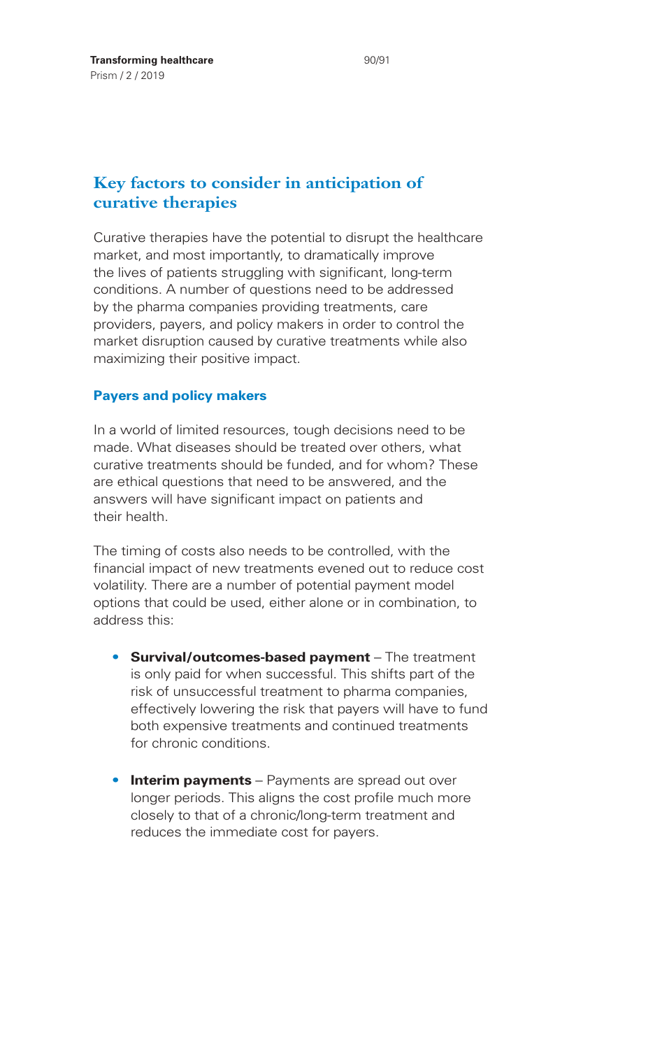## Key factors to consider in anticipation of curative therapies

Curative therapies have the potential to disrupt the healthcare market, and most importantly, to dramatically improve the lives of patients struggling with significant, long-term conditions. A number of questions need to be addressed by the pharma companies providing treatments, care providers, payers, and policy makers in order to control the market disruption caused by curative treatments while also maximizing their positive impact.

### Payers and policy makers

In a world of limited resources, tough decisions need to be made. What diseases should be treated over others, what curative treatments should be funded, and for whom? These are ethical questions that need to be answered, and the answers will have significant impact on patients and their health.

The timing of costs also needs to be controlled, with the financial impact of new treatments evened out to reduce cost volatility. There are a number of potential payment model options that could be used, either alone or in combination, to address this:

- **Survival/outcomes-based payment** – The treatment is only paid for when successful. This shifts part of the risk of unsuccessful treatment to pharma companies, effectively lowering the risk that payers will have to fund both expensive treatments and continued treatments for chronic conditions.

- **Interim payments** – Payments are spread out over longer periods. This aligns the cost profile much more closely to that of a chronic/long-term treatment and reduces the immediate cost for payers.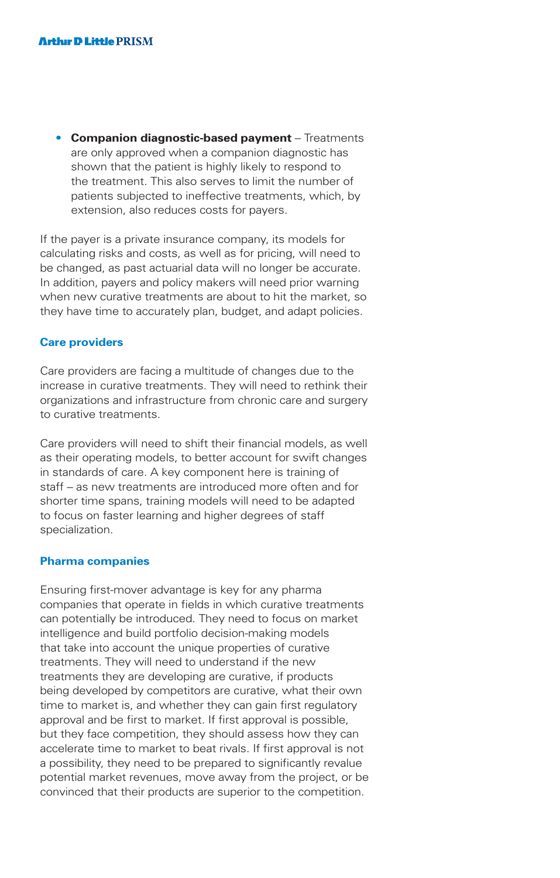- **Companion diagnostic-based payment** – Treatments are only approved when a companion diagnostic has shown that the patient is highly likely to respond to the treatment. This also serves to limit the number of patients subjected to ineffective treatments, which, by extension, also reduces costs for payers.

If the payer is a private insurance company, its models for calculating risks and costs, as well as for pricing, will need to be changed, as past actuarial data will no longer be accurate. In addition, payers and policy makers will need prior warning when new curative treatments are about to hit the market, so they have time to accurately plan, budget, and adapt policies.

### Care providers

Care providers are facing a multitude of changes due to the increase in curative treatments. They will need to rethink their organizations and infrastructure from chronic care and surgery to curative treatments.

Care providers will need to shift their financial models, as well as their operating models, to better account for swift changes in standards of care. A key component here is training of staff – as new treatments are introduced more often and for shorter time spans, training models will need to be adapted to focus on faster learning and higher degrees of staff specialization.

### Pharma companies

Ensuring first-mover advantage is key for any pharma companies that operate in fields in which curative treatments can potentially be introduced. They need to focus on market intelligence and build portfolio decision-making models that take into account the unique properties of curative treatments. They will need to understand if the new treatments they are developing are curative, if products being developed by competitors are curative, what their own time to market is, and whether they can gain first regulatory approval and be first to market. If first approval is possible, but they face competition, they should assess how they can accelerate time to market to beat rivals. If first approval is not a possibility, they need to be prepared to significantly revalue potential market revenues, move away from the project, or be convinced that their products are superior to the competition.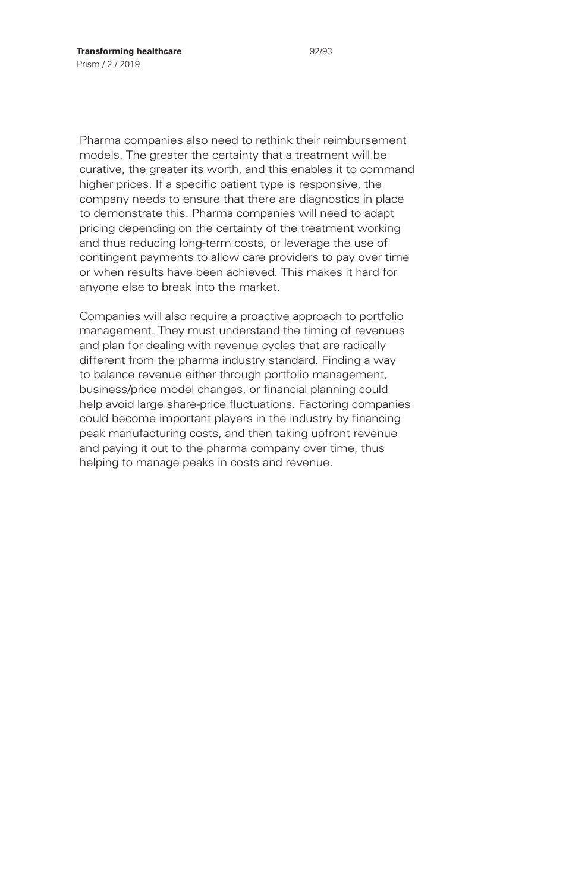Pharma companies also need to rethink their reimbursement models. The greater the certainty that a treatment will be curative, the greater its worth, and this enables it to command higher prices. If a specific patient type is responsive, the company needs to ensure that there are diagnostics in place to demonstrate this. Pharma companies will need to adapt pricing depending on the certainty of the treatment working and thus reducing long-term costs, or leverage the use of contingent payments to allow care providers to pay over time or when results have been achieved. This makes it hard for anyone else to break into the market.

Companies will also require a proactive approach to portfolio management. They must understand the timing of revenues and plan for dealing with revenue cycles that are radically different from the pharma industry standard. Finding a way to balance revenue either through portfolio management, business/price model changes, or financial planning could help avoid large share-price fluctuations. Factoring companies could become important players in the industry by financing peak manufacturing costs, and then taking upfront revenue and paying it out to the pharma company over time, thus helping to manage peaks in costs and revenue.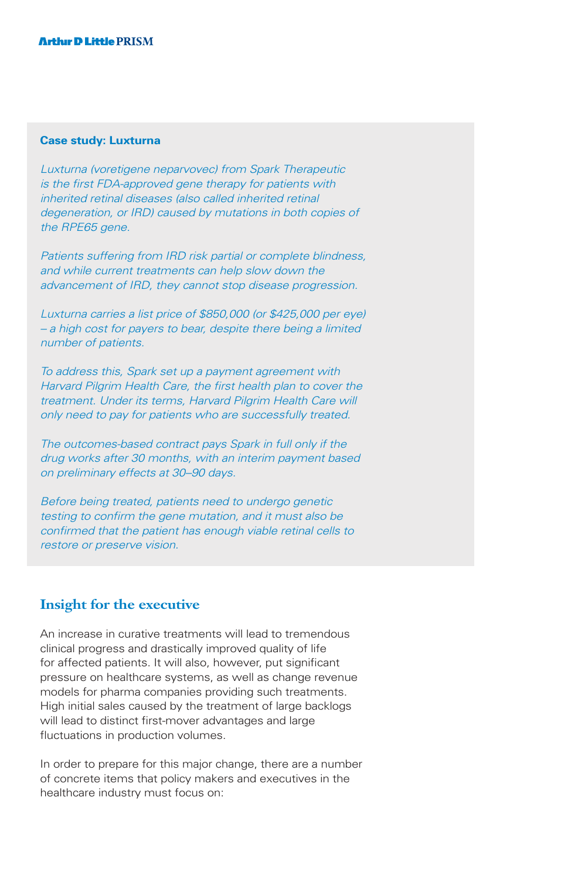### Case study: Luxturna

*Luxturna (voretigene neparvovec) from Spark Therapeutic is the first FDA-approved gene therapy for patients with inherited retinal diseases (also called inherited retinal degeneration, or IRD) caused by mutations in both copies of the RPE65 gene.*

*Patients suffering from IRD risk partial or complete blindness, and while current treatments can help slow down the advancement of IRD, they cannot stop disease progression.*

*Luxturna carries a list price of $850,000 (or $425,000 per eye) – a high cost for payers to bear, despite there being a limited number of patients.*

*To address this, Spark set up a payment agreement with Harvard Pilgrim Health Care, the first health plan to cover the treatment. Under its terms, Harvard Pilgrim Health Care will only need to pay for patients who are successfully treated.*

*The outcomes-based contract pays Spark in full only if the drug works after 30 months, with an interim payment based on preliminary effects at 30–90 days.*

*Before being treated, patients need to undergo genetic testing to confirm the gene mutation, and it must also be confirmed that the patient has enough viable retinal cells to restore or preserve vision.*

## Insight for the executive

An increase in curative treatments will lead to tremendous clinical progress and drastically improved quality of life for affected patients. It will also, however, put significant pressure on healthcare systems, as well as change revenue models for pharma companies providing such treatments. High initial sales caused by the treatment of large backlogs will lead to distinct first-mover advantages and large fluctuations in production volumes.

In order to prepare for this major change, there are a number of concrete items that policy makers and executives in the healthcare industry must focus on: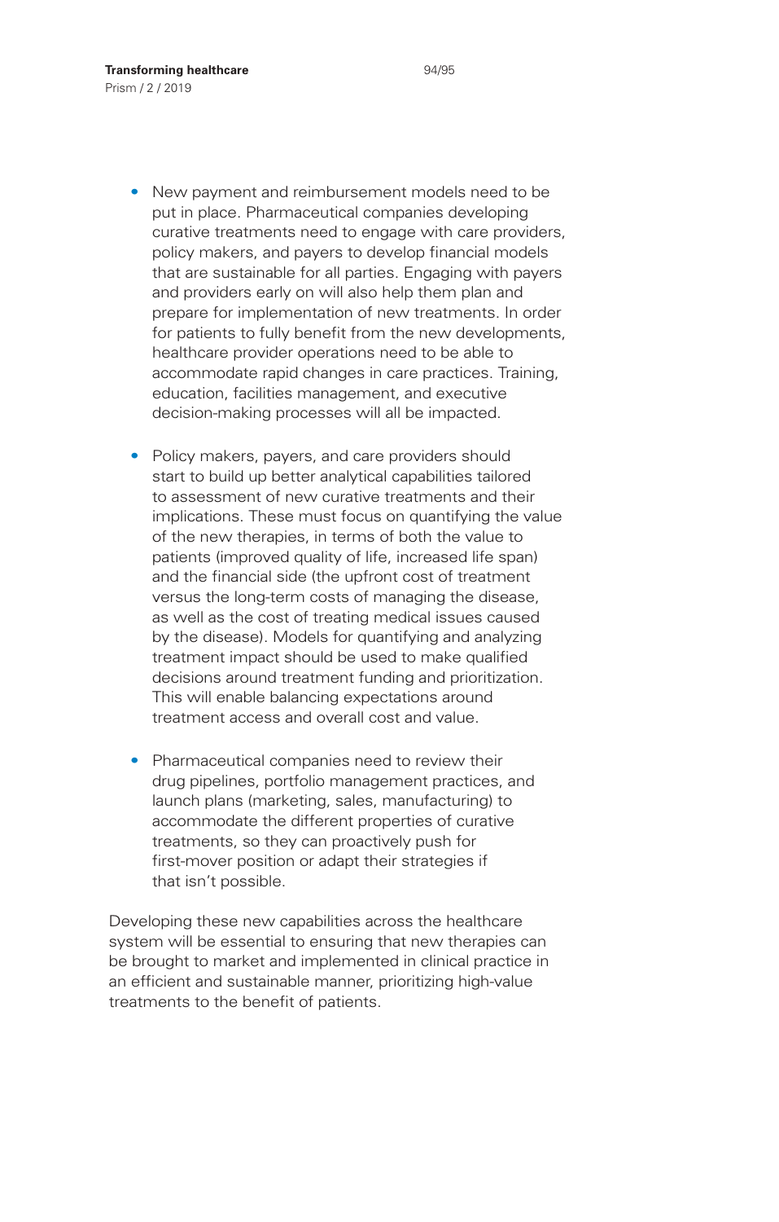- New payment and reimbursement models need to be put in place. Pharmaceutical companies developing curative treatments need to engage with care providers, policy makers, and payers to develop financial models that are sustainable for all parties. Engaging with payers and providers early on will also help them plan and prepare for implementation of new treatments. In order for patients to fully benefit from the new developments, healthcare provider operations need to be able to accommodate rapid changes in care practices. Training, education, facilities management, and executive decision-making processes will all be impacted.

- Policy makers, payers, and care providers should start to build up better analytical capabilities tailored to assessment of new curative treatments and their implications. These must focus on quantifying the value of the new therapies, in terms of both the value to patients (improved quality of life, increased life span) and the financial side (the upfront cost of treatment versus the long-term costs of managing the disease, as well as the cost of treating medical issues caused by the disease). Models for quantifying and analyzing treatment impact should be used to make qualified decisions around treatment funding and prioritization. This will enable balancing expectations around treatment access and overall cost and value.

- Pharmaceutical companies need to review their drug pipelines, portfolio management practices, and launch plans (marketing, sales, manufacturing) to accommodate the different properties of curative treatments, so they can proactively push for first-mover position or adapt their strategies if that isn't possible.

Developing these new capabilities across the healthcare system will be essential to ensuring that new therapies can be brought to market and implemented in clinical practice in an efficient and sustainable manner, prioritizing high-value treatments to the benefit of patients.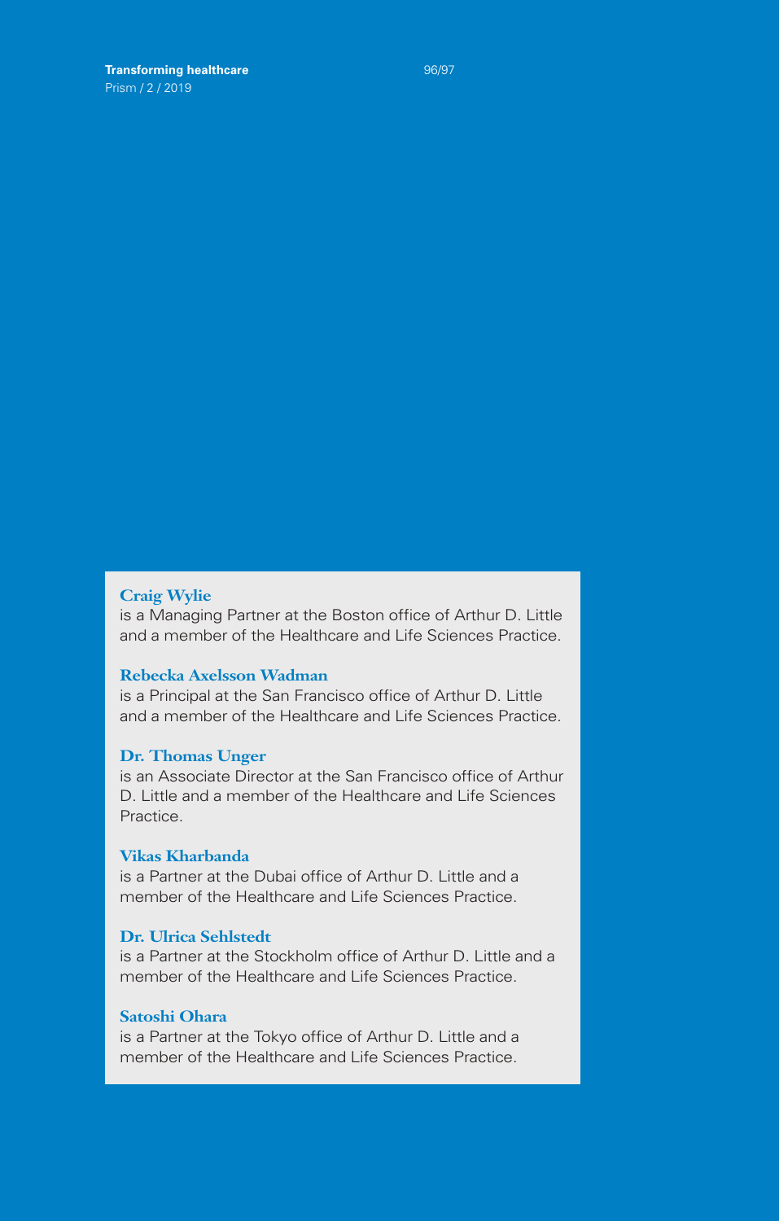**Craig Wylie**
is a Managing Partner at the Boston office of Arthur D. Little and a member of the Healthcare and Life Sciences Practice.

**Rebecka Axelsson Wadman**
is a Principal at the San Francisco office of Arthur D. Little and a member of the Healthcare and Life Sciences Practice.

**Dr. Thomas Unger**
is an Associate Director at the San Francisco office of Arthur D. Little and a member of the Healthcare and Life Sciences Practice.

**Vikas Kharbanda**
is a Partner at the Dubai office of Arthur D. Little and a member of the Healthcare and Life Sciences Practice.

**Dr. Ulrica Sehlstedt**
is a Partner at the Stockholm office of Arthur D. Little and a member of the Healthcare and Life Sciences Practice.

**Satoshi Ohara**
is a Partner at the Tokyo office of Arthur D. Little and a member of the Healthcare and Life Sciences Practice.